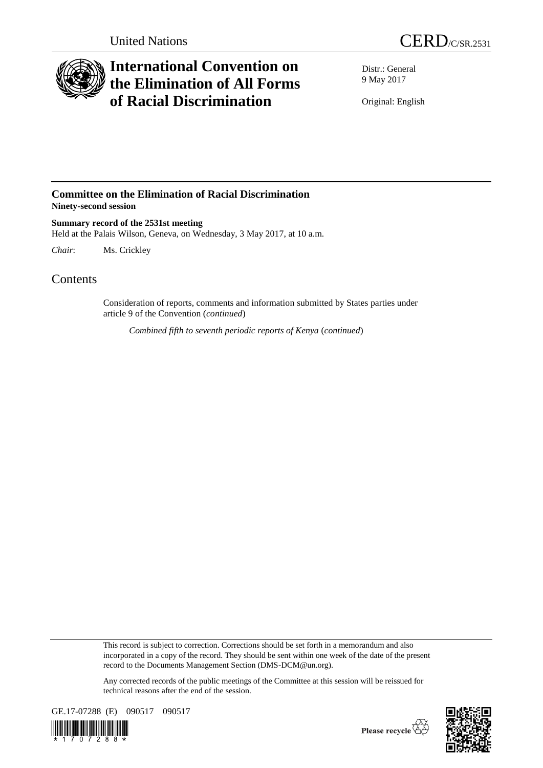United Nations CERD/C/SR.2531

# International Convention on the Elimination of All Forms of Racial Discrimination

Distr.: General
9 May 2017

Original: English

## Committee on the Elimination of Racial Discrimination
**Ninety-second session**

**Summary record of the 2531st meeting**
Held at the Palais Wilson, Geneva, on Wednesday, 3 May 2017, at 10 a.m.

*Chair*: Ms. Crickley

# Contents

Consideration of reports, comments and information submitted by States parties under article 9 of the Convention (*continued*)

*Combined fifth to seventh periodic reports of Kenya* (*continued*)

This record is subject to correction. Corrections should be set forth in a memorandum and also incorporated in a copy of the record. They should be sent within one week of the date of the present record to the Documents Management Section (DMS-DCM@un.org).

Any corrected records of the public meetings of the Committee at this session will be reissued for technical reasons after the end of the session.

GE.17-07288 (E) 090517 090517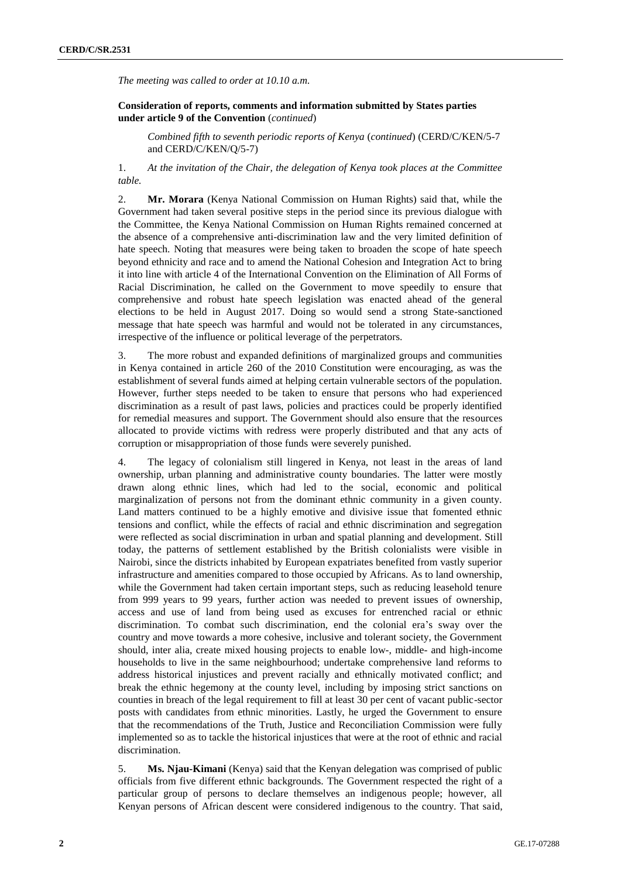*The meeting was called to order at 10.10 a.m.*

**Consideration of reports, comments and information submitted by States parties under article 9 of the Convention** (*continued*)

*Combined fifth to seventh periodic reports of Kenya* (*continued*) (CERD/C/KEN/5-7 and CERD/C/KEN/Q/5-7)

1. *At the invitation of the Chair, the delegation of Kenya took places at the Committee table.*

2. **Mr. Morara** (Kenya National Commission on Human Rights) said that, while the Government had taken several positive steps in the period since its previous dialogue with the Committee, the Kenya National Commission on Human Rights remained concerned at the absence of a comprehensive anti-discrimination law and the very limited definition of hate speech. Noting that measures were being taken to broaden the scope of hate speech beyond ethnicity and race and to amend the National Cohesion and Integration Act to bring it into line with article 4 of the International Convention on the Elimination of All Forms of Racial Discrimination, he called on the Government to move speedily to ensure that comprehensive and robust hate speech legislation was enacted ahead of the general elections to be held in August 2017. Doing so would send a strong State-sanctioned message that hate speech was harmful and would not be tolerated in any circumstances, irrespective of the influence or political leverage of the perpetrators.

3. The more robust and expanded definitions of marginalized groups and communities in Kenya contained in article 260 of the 2010 Constitution were encouraging, as was the establishment of several funds aimed at helping certain vulnerable sectors of the population. However, further steps needed to be taken to ensure that persons who had experienced discrimination as a result of past laws, policies and practices could be properly identified for remedial measures and support. The Government should also ensure that the resources allocated to provide victims with redress were properly distributed and that any acts of corruption or misappropriation of those funds were severely punished.

4. The legacy of colonialism still lingered in Kenya, not least in the areas of land ownership, urban planning and administrative county boundaries. The latter were mostly drawn along ethnic lines, which had led to the social, economic and political marginalization of persons not from the dominant ethnic community in a given county. Land matters continued to be a highly emotive and divisive issue that fomented ethnic tensions and conflict, while the effects of racial and ethnic discrimination and segregation were reflected as social discrimination in urban and spatial planning and development. Still today, the patterns of settlement established by the British colonialists were visible in Nairobi, since the districts inhabited by European expatriates benefited from vastly superior infrastructure and amenities compared to those occupied by Africans. As to land ownership, while the Government had taken certain important steps, such as reducing leasehold tenure from 999 years to 99 years, further action was needed to prevent issues of ownership, access and use of land from being used as excuses for entrenched racial or ethnic discrimination. To combat such discrimination, end the colonial era's sway over the country and move towards a more cohesive, inclusive and tolerant society, the Government should, inter alia, create mixed housing projects to enable low-, middle- and high-income households to live in the same neighbourhood; undertake comprehensive land reforms to address historical injustices and prevent racially and ethnically motivated conflict; and break the ethnic hegemony at the county level, including by imposing strict sanctions on counties in breach of the legal requirement to fill at least 30 per cent of vacant public-sector posts with candidates from ethnic minorities. Lastly, he urged the Government to ensure that the recommendations of the Truth, Justice and Reconciliation Commission were fully implemented so as to tackle the historical injustices that were at the root of ethnic and racial discrimination.

5. **Ms. Njau-Kimani** (Kenya) said that the Kenyan delegation was comprised of public officials from five different ethnic backgrounds. The Government respected the right of a particular group of persons to declare themselves an indigenous people; however, all Kenyan persons of African descent were considered indigenous to the country. That said,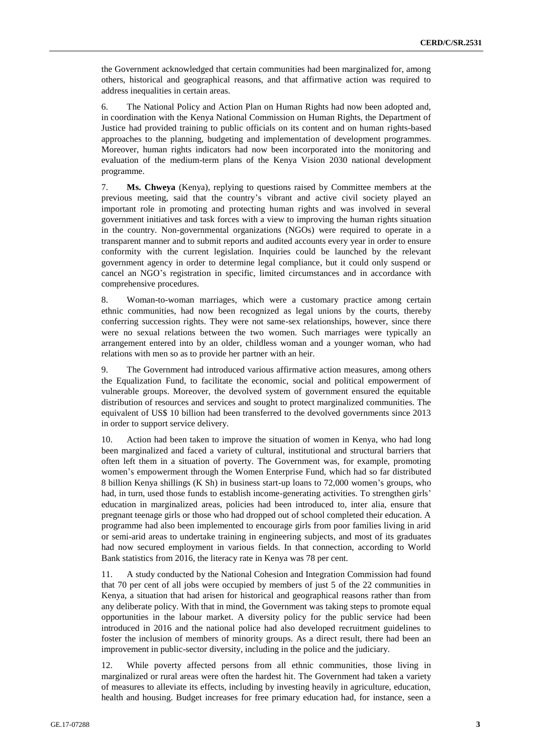the Government acknowledged that certain communities had been marginalized for, among others, historical and geographical reasons, and that affirmative action was required to address inequalities in certain areas.

6. The National Policy and Action Plan on Human Rights had now been adopted and, in coordination with the Kenya National Commission on Human Rights, the Department of Justice had provided training to public officials on its content and on human rights-based approaches to the planning, budgeting and implementation of development programmes. Moreover, human rights indicators had now been incorporated into the monitoring and evaluation of the medium-term plans of the Kenya Vision 2030 national development programme.

7. **Ms. Chweya** (Kenya), replying to questions raised by Committee members at the previous meeting, said that the country's vibrant and active civil society played an important role in promoting and protecting human rights and was involved in several government initiatives and task forces with a view to improving the human rights situation in the country. Non-governmental organizations (NGOs) were required to operate in a transparent manner and to submit reports and audited accounts every year in order to ensure conformity with the current legislation. Inquiries could be launched by the relevant government agency in order to determine legal compliance, but it could only suspend or cancel an NGO's registration in specific, limited circumstances and in accordance with comprehensive procedures.

8. Woman-to-woman marriages, which were a customary practice among certain ethnic communities, had now been recognized as legal unions by the courts, thereby conferring succession rights. They were not same-sex relationships, however, since there were no sexual relations between the two women. Such marriages were typically an arrangement entered into by an older, childless woman and a younger woman, who had relations with men so as to provide her partner with an heir.

9. The Government had introduced various affirmative action measures, among others the Equalization Fund, to facilitate the economic, social and political empowerment of vulnerable groups. Moreover, the devolved system of government ensured the equitable distribution of resources and services and sought to protect marginalized communities. The equivalent of US$ 10 billion had been transferred to the devolved governments since 2013 in order to support service delivery.

10. Action had been taken to improve the situation of women in Kenya, who had long been marginalized and faced a variety of cultural, institutional and structural barriers that often left them in a situation of poverty. The Government was, for example, promoting women's empowerment through the Women Enterprise Fund, which had so far distributed 8 billion Kenya shillings (K Sh) in business start-up loans to 72,000 women's groups, who had, in turn, used those funds to establish income-generating activities. To strengthen girls' education in marginalized areas, policies had been introduced to, inter alia, ensure that pregnant teenage girls or those who had dropped out of school completed their education. A programme had also been implemented to encourage girls from poor families living in arid or semi-arid areas to undertake training in engineering subjects, and most of its graduates had now secured employment in various fields. In that connection, according to World Bank statistics from 2016, the literacy rate in Kenya was 78 per cent.

11. A study conducted by the National Cohesion and Integration Commission had found that 70 per cent of all jobs were occupied by members of just 5 of the 22 communities in Kenya, a situation that had arisen for historical and geographical reasons rather than from any deliberate policy. With that in mind, the Government was taking steps to promote equal opportunities in the labour market. A diversity policy for the public service had been introduced in 2016 and the national police had also developed recruitment guidelines to foster the inclusion of members of minority groups. As a direct result, there had been an improvement in public-sector diversity, including in the police and the judiciary.

12. While poverty affected persons from all ethnic communities, those living in marginalized or rural areas were often the hardest hit. The Government had taken a variety of measures to alleviate its effects, including by investing heavily in agriculture, education, health and housing. Budget increases for free primary education had, for instance, seen a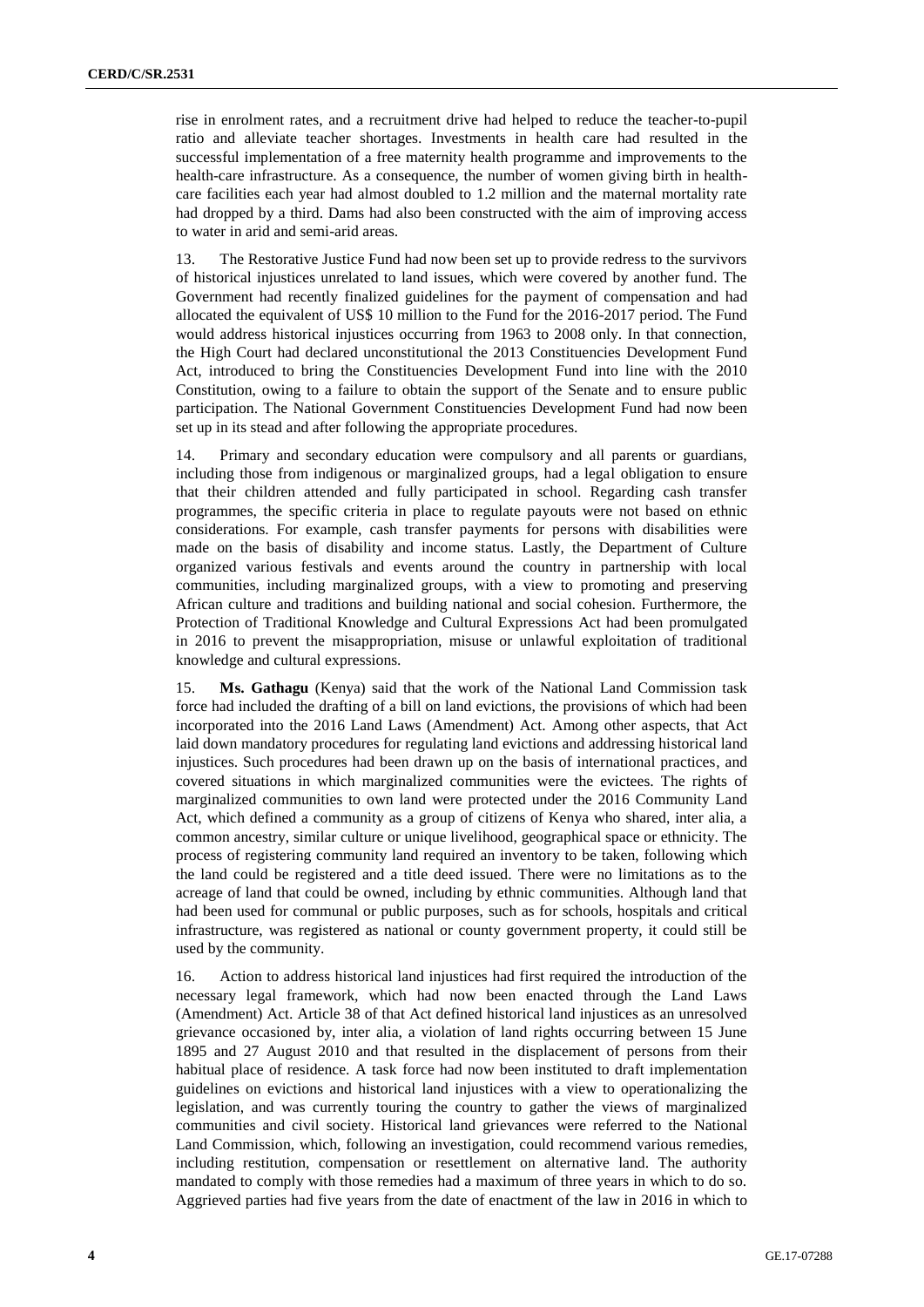rise in enrolment rates, and a recruitment drive had helped to reduce the teacher-to-pupil ratio and alleviate teacher shortages. Investments in health care had resulted in the successful implementation of a free maternity health programme and improvements to the health-care infrastructure. As a consequence, the number of women giving birth in health-care facilities each year had almost doubled to 1.2 million and the maternal mortality rate had dropped by a third. Dams had also been constructed with the aim of improving access to water in arid and semi-arid areas.

13. The Restorative Justice Fund had now been set up to provide redress to the survivors of historical injustices unrelated to land issues, which were covered by another fund. The Government had recently finalized guidelines for the payment of compensation and had allocated the equivalent of US$ 10 million to the Fund for the 2016-2017 period. The Fund would address historical injustices occurring from 1963 to 2008 only. In that connection, the High Court had declared unconstitutional the 2013 Constituencies Development Fund Act, introduced to bring the Constituencies Development Fund into line with the 2010 Constitution, owing to a failure to obtain the support of the Senate and to ensure public participation. The National Government Constituencies Development Fund had now been set up in its stead and after following the appropriate procedures.

14. Primary and secondary education were compulsory and all parents or guardians, including those from indigenous or marginalized groups, had a legal obligation to ensure that their children attended and fully participated in school. Regarding cash transfer programmes, the specific criteria in place to regulate payouts were not based on ethnic considerations. For example, cash transfer payments for persons with disabilities were made on the basis of disability and income status. Lastly, the Department of Culture organized various festivals and events around the country in partnership with local communities, including marginalized groups, with a view to promoting and preserving African culture and traditions and building national and social cohesion. Furthermore, the Protection of Traditional Knowledge and Cultural Expressions Act had been promulgated in 2016 to prevent the misappropriation, misuse or unlawful exploitation of traditional knowledge and cultural expressions.

15. **Ms. Gathagu** (Kenya) said that the work of the National Land Commission task force had included the drafting of a bill on land evictions, the provisions of which had been incorporated into the 2016 Land Laws (Amendment) Act. Among other aspects, that Act laid down mandatory procedures for regulating land evictions and addressing historical land injustices. Such procedures had been drawn up on the basis of international practices, and covered situations in which marginalized communities were the evictees. The rights of marginalized communities to own land were protected under the 2016 Community Land Act, which defined a community as a group of citizens of Kenya who shared, inter alia, a common ancestry, similar culture or unique livelihood, geographical space or ethnicity. The process of registering community land required an inventory to be taken, following which the land could be registered and a title deed issued. There were no limitations as to the acreage of land that could be owned, including by ethnic communities. Although land that had been used for communal or public purposes, such as for schools, hospitals and critical infrastructure, was registered as national or county government property, it could still be used by the community.

16. Action to address historical land injustices had first required the introduction of the necessary legal framework, which had now been enacted through the Land Laws (Amendment) Act. Article 38 of that Act defined historical land injustices as an unresolved grievance occasioned by, inter alia, a violation of land rights occurring between 15 June 1895 and 27 August 2010 and that resulted in the displacement of persons from their habitual place of residence. A task force had now been instituted to draft implementation guidelines on evictions and historical land injustices with a view to operationalizing the legislation, and was currently touring the country to gather the views of marginalized communities and civil society. Historical land grievances were referred to the National Land Commission, which, following an investigation, could recommend various remedies, including restitution, compensation or resettlement on alternative land. The authority mandated to comply with those remedies had a maximum of three years in which to do so. Aggrieved parties had five years from the date of enactment of the law in 2016 in which to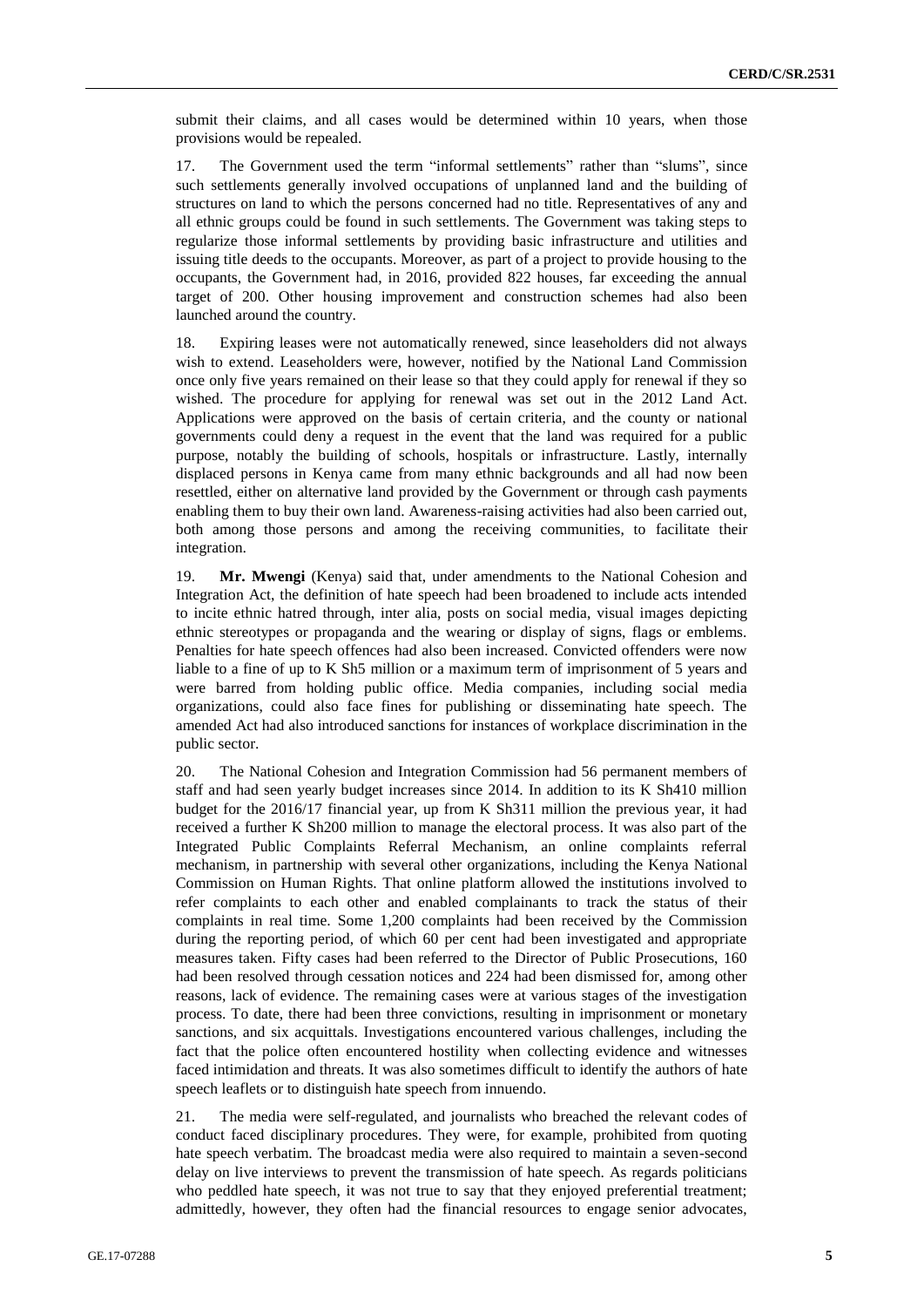submit their claims, and all cases would be determined within 10 years, when those provisions would be repealed.

17. The Government used the term "informal settlements" rather than "slums", since such settlements generally involved occupations of unplanned land and the building of structures on land to which the persons concerned had no title. Representatives of any and all ethnic groups could be found in such settlements. The Government was taking steps to regularize those informal settlements by providing basic infrastructure and utilities and issuing title deeds to the occupants. Moreover, as part of a project to provide housing to the occupants, the Government had, in 2016, provided 822 houses, far exceeding the annual target of 200. Other housing improvement and construction schemes had also been launched around the country.

18. Expiring leases were not automatically renewed, since leaseholders did not always wish to extend. Leaseholders were, however, notified by the National Land Commission once only five years remained on their lease so that they could apply for renewal if they so wished. The procedure for applying for renewal was set out in the 2012 Land Act. Applications were approved on the basis of certain criteria, and the county or national governments could deny a request in the event that the land was required for a public purpose, notably the building of schools, hospitals or infrastructure. Lastly, internally displaced persons in Kenya came from many ethnic backgrounds and all had now been resettled, either on alternative land provided by the Government or through cash payments enabling them to buy their own land. Awareness-raising activities had also been carried out, both among those persons and among the receiving communities, to facilitate their integration.

19. **Mr. Mwengi** (Kenya) said that, under amendments to the National Cohesion and Integration Act, the definition of hate speech had been broadened to include acts intended to incite ethnic hatred through, inter alia, posts on social media, visual images depicting ethnic stereotypes or propaganda and the wearing or display of signs, flags or emblems. Penalties for hate speech offences had also been increased. Convicted offenders were now liable to a fine of up to K Sh5 million or a maximum term of imprisonment of 5 years and were barred from holding public office. Media companies, including social media organizations, could also face fines for publishing or disseminating hate speech. The amended Act had also introduced sanctions for instances of workplace discrimination in the public sector.

20. The National Cohesion and Integration Commission had 56 permanent members of staff and had seen yearly budget increases since 2014. In addition to its K Sh410 million budget for the 2016/17 financial year, up from K Sh311 million the previous year, it had received a further K Sh200 million to manage the electoral process. It was also part of the Integrated Public Complaints Referral Mechanism, an online complaints referral mechanism, in partnership with several other organizations, including the Kenya National Commission on Human Rights. That online platform allowed the institutions involved to refer complaints to each other and enabled complainants to track the status of their complaints in real time. Some 1,200 complaints had been received by the Commission during the reporting period, of which 60 per cent had been investigated and appropriate measures taken. Fifty cases had been referred to the Director of Public Prosecutions, 160 had been resolved through cessation notices and 224 had been dismissed for, among other reasons, lack of evidence. The remaining cases were at various stages of the investigation process. To date, there had been three convictions, resulting in imprisonment or monetary sanctions, and six acquittals. Investigations encountered various challenges, including the fact that the police often encountered hostility when collecting evidence and witnesses faced intimidation and threats. It was also sometimes difficult to identify the authors of hate speech leaflets or to distinguish hate speech from innuendo.

21. The media were self-regulated, and journalists who breached the relevant codes of conduct faced disciplinary procedures. They were, for example, prohibited from quoting hate speech verbatim. The broadcast media were also required to maintain a seven-second delay on live interviews to prevent the transmission of hate speech. As regards politicians who peddled hate speech, it was not true to say that they enjoyed preferential treatment; admittedly, however, they often had the financial resources to engage senior advocates,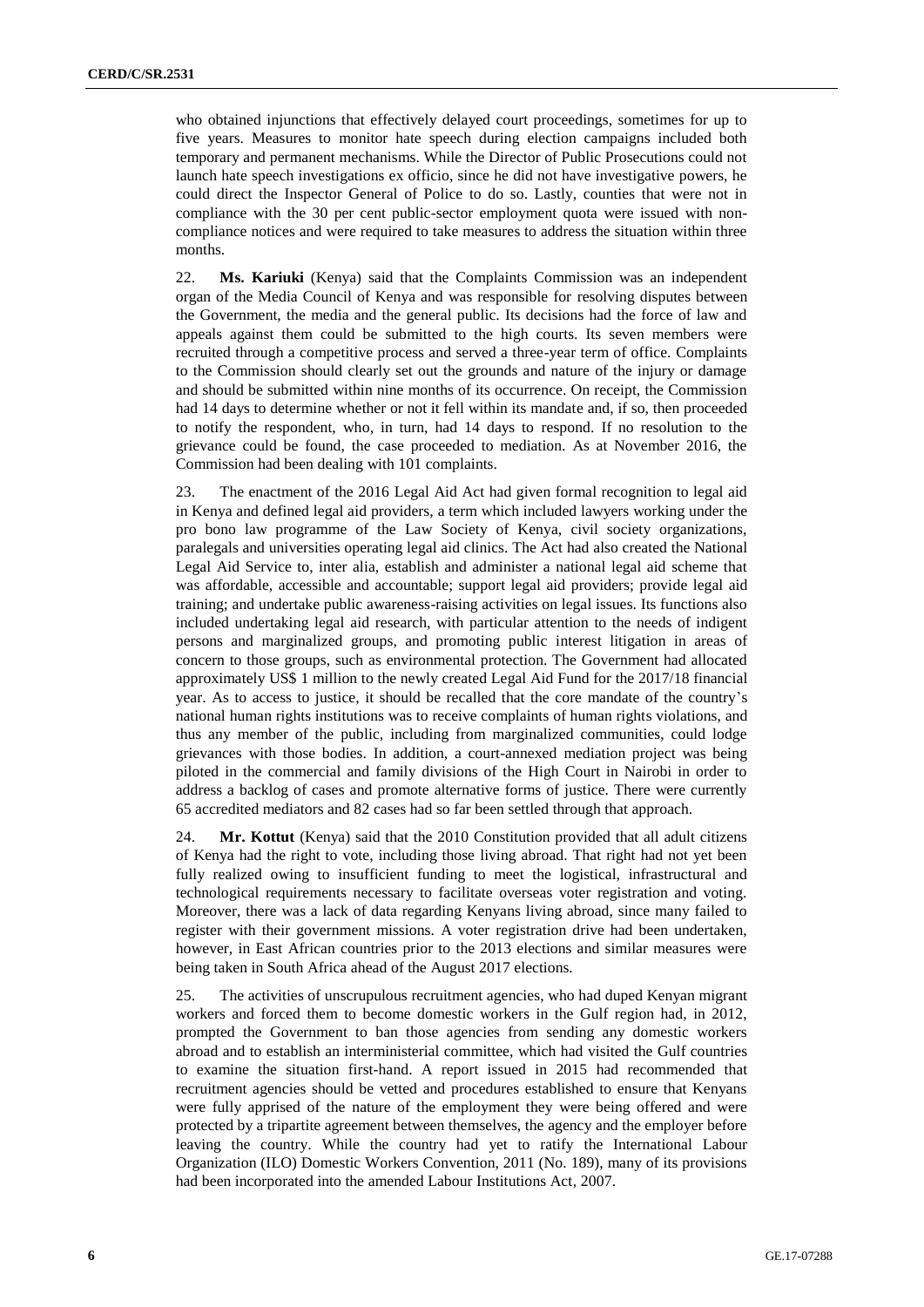who obtained injunctions that effectively delayed court proceedings, sometimes for up to five years. Measures to monitor hate speech during election campaigns included both temporary and permanent mechanisms. While the Director of Public Prosecutions could not launch hate speech investigations ex officio, since he did not have investigative powers, he could direct the Inspector General of Police to do so. Lastly, counties that were not in compliance with the 30 per cent public-sector employment quota were issued with non-compliance notices and were required to take measures to address the situation within three months.

22. **Ms. Kariuki** (Kenya) said that the Complaints Commission was an independent organ of the Media Council of Kenya and was responsible for resolving disputes between the Government, the media and the general public. Its decisions had the force of law and appeals against them could be submitted to the high courts. Its seven members were recruited through a competitive process and served a three-year term of office. Complaints to the Commission should clearly set out the grounds and nature of the injury or damage and should be submitted within nine months of its occurrence. On receipt, the Commission had 14 days to determine whether or not it fell within its mandate and, if so, then proceeded to notify the respondent, who, in turn, had 14 days to respond. If no resolution to the grievance could be found, the case proceeded to mediation. As at November 2016, the Commission had been dealing with 101 complaints.

23. The enactment of the 2016 Legal Aid Act had given formal recognition to legal aid in Kenya and defined legal aid providers, a term which included lawyers working under the pro bono law programme of the Law Society of Kenya, civil society organizations, paralegals and universities operating legal aid clinics. The Act had also created the National Legal Aid Service to, inter alia, establish and administer a national legal aid scheme that was affordable, accessible and accountable; support legal aid providers; provide legal aid training; and undertake public awareness-raising activities on legal issues. Its functions also included undertaking legal aid research, with particular attention to the needs of indigent persons and marginalized groups, and promoting public interest litigation in areas of concern to those groups, such as environmental protection. The Government had allocated approximately US$ 1 million to the newly created Legal Aid Fund for the 2017/18 financial year. As to access to justice, it should be recalled that the core mandate of the country's national human rights institutions was to receive complaints of human rights violations, and thus any member of the public, including from marginalized communities, could lodge grievances with those bodies. In addition, a court-annexed mediation project was being piloted in the commercial and family divisions of the High Court in Nairobi in order to address a backlog of cases and promote alternative forms of justice. There were currently 65 accredited mediators and 82 cases had so far been settled through that approach.

24. **Mr. Kottut** (Kenya) said that the 2010 Constitution provided that all adult citizens of Kenya had the right to vote, including those living abroad. That right had not yet been fully realized owing to insufficient funding to meet the logistical, infrastructural and technological requirements necessary to facilitate overseas voter registration and voting. Moreover, there was a lack of data regarding Kenyans living abroad, since many failed to register with their government missions. A voter registration drive had been undertaken, however, in East African countries prior to the 2013 elections and similar measures were being taken in South Africa ahead of the August 2017 elections.

25. The activities of unscrupulous recruitment agencies, who had duped Kenyan migrant workers and forced them to become domestic workers in the Gulf region had, in 2012, prompted the Government to ban those agencies from sending any domestic workers abroad and to establish an interministerial committee, which had visited the Gulf countries to examine the situation first-hand. A report issued in 2015 had recommended that recruitment agencies should be vetted and procedures established to ensure that Kenyans were fully apprised of the nature of the employment they were being offered and were protected by a tripartite agreement between themselves, the agency and the employer before leaving the country. While the country had yet to ratify the International Labour Organization (ILO) Domestic Workers Convention, 2011 (No. 189), many of its provisions had been incorporated into the amended Labour Institutions Act, 2007.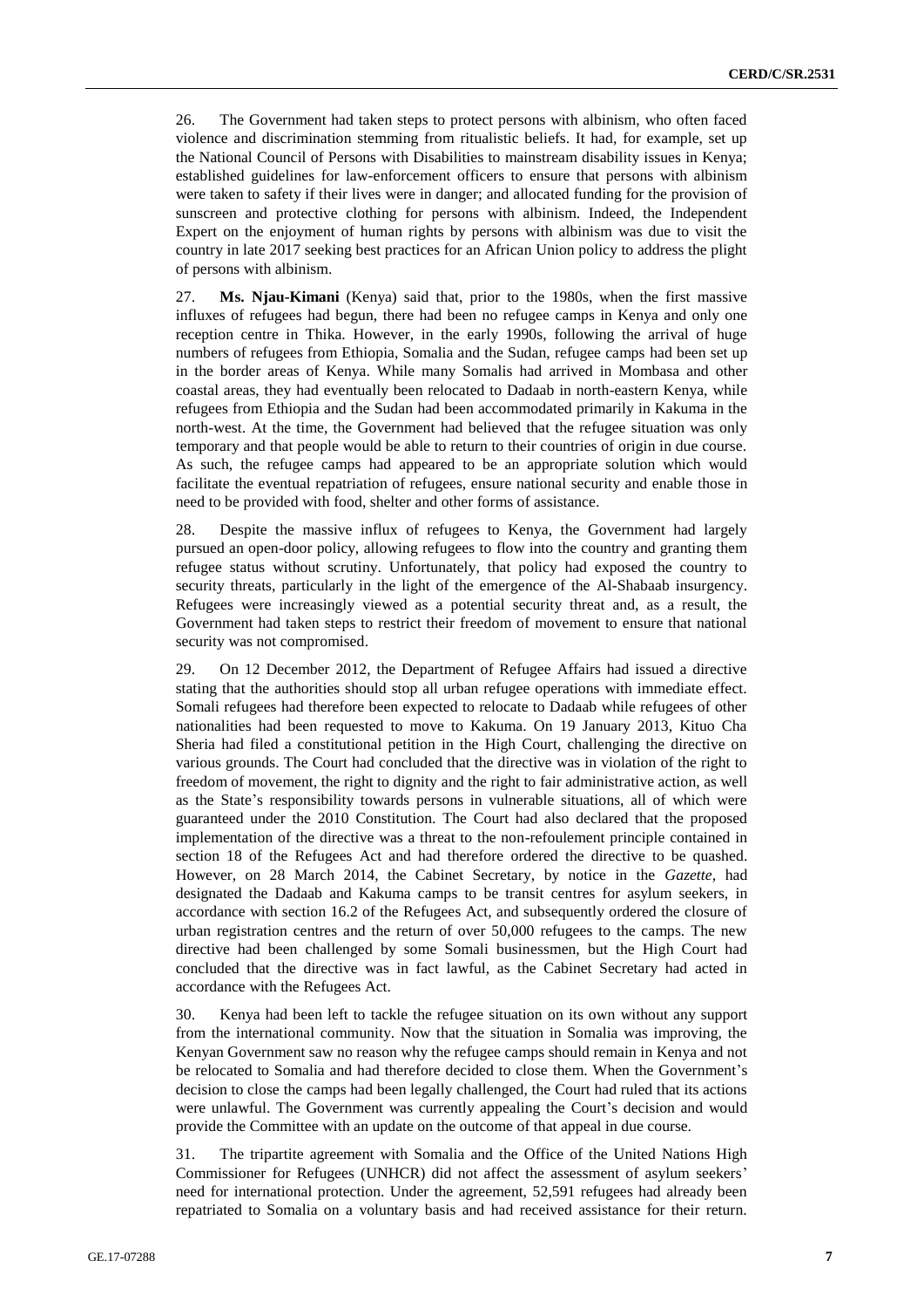26. The Government had taken steps to protect persons with albinism, who often faced violence and discrimination stemming from ritualistic beliefs. It had, for example, set up the National Council of Persons with Disabilities to mainstream disability issues in Kenya; established guidelines for law-enforcement officers to ensure that persons with albinism were taken to safety if their lives were in danger; and allocated funding for the provision of sunscreen and protective clothing for persons with albinism. Indeed, the Independent Expert on the enjoyment of human rights by persons with albinism was due to visit the country in late 2017 seeking best practices for an African Union policy to address the plight of persons with albinism.

27. **Ms. Njau-Kimani** (Kenya) said that, prior to the 1980s, when the first massive influxes of refugees had begun, there had been no refugee camps in Kenya and only one reception centre in Thika. However, in the early 1990s, following the arrival of huge numbers of refugees from Ethiopia, Somalia and the Sudan, refugee camps had been set up in the border areas of Kenya. While many Somalis had arrived in Mombasa and other coastal areas, they had eventually been relocated to Dadaab in north-eastern Kenya, while refugees from Ethiopia and the Sudan had been accommodated primarily in Kakuma in the north-west. At the time, the Government had believed that the refugee situation was only temporary and that people would be able to return to their countries of origin in due course. As such, the refugee camps had appeared to be an appropriate solution which would facilitate the eventual repatriation of refugees, ensure national security and enable those in need to be provided with food, shelter and other forms of assistance.

28. Despite the massive influx of refugees to Kenya, the Government had largely pursued an open-door policy, allowing refugees to flow into the country and granting them refugee status without scrutiny. Unfortunately, that policy had exposed the country to security threats, particularly in the light of the emergence of the Al-Shabaab insurgency. Refugees were increasingly viewed as a potential security threat and, as a result, the Government had taken steps to restrict their freedom of movement to ensure that national security was not compromised.

29. On 12 December 2012, the Department of Refugee Affairs had issued a directive stating that the authorities should stop all urban refugee operations with immediate effect. Somali refugees had therefore been expected to relocate to Dadaab while refugees of other nationalities had been requested to move to Kakuma. On 19 January 2013, Kituo Cha Sheria had filed a constitutional petition in the High Court, challenging the directive on various grounds. The Court had concluded that the directive was in violation of the right to freedom of movement, the right to dignity and the right to fair administrative action, as well as the State's responsibility towards persons in vulnerable situations, all of which were guaranteed under the 2010 Constitution. The Court had also declared that the proposed implementation of the directive was a threat to the non-refoulement principle contained in section 18 of the Refugees Act and had therefore ordered the directive to be quashed. However, on 28 March 2014, the Cabinet Secretary, by notice in the *Gazette*, had designated the Dadaab and Kakuma camps to be transit centres for asylum seekers, in accordance with section 16.2 of the Refugees Act, and subsequently ordered the closure of urban registration centres and the return of over 50,000 refugees to the camps. The new directive had been challenged by some Somali businessmen, but the High Court had concluded that the directive was in fact lawful, as the Cabinet Secretary had acted in accordance with the Refugees Act.

30. Kenya had been left to tackle the refugee situation on its own without any support from the international community. Now that the situation in Somalia was improving, the Kenyan Government saw no reason why the refugee camps should remain in Kenya and not be relocated to Somalia and had therefore decided to close them. When the Government's decision to close the camps had been legally challenged, the Court had ruled that its actions were unlawful. The Government was currently appealing the Court's decision and would provide the Committee with an update on the outcome of that appeal in due course.

31. The tripartite agreement with Somalia and the Office of the United Nations High Commissioner for Refugees (UNHCR) did not affect the assessment of asylum seekers' need for international protection. Under the agreement, 52,591 refugees had already been repatriated to Somalia on a voluntary basis and had received assistance for their return.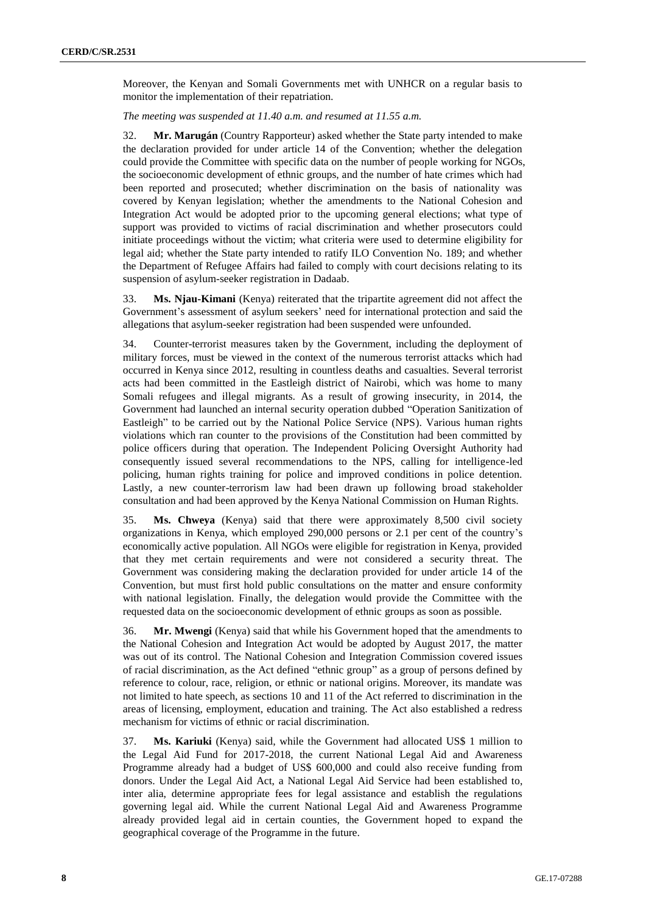Moreover, the Kenyan and Somali Governments met with UNHCR on a regular basis to monitor the implementation of their repatriation.

*The meeting was suspended at 11.40 a.m. and resumed at 11.55 a.m.*

32. **Mr. Marugán** (Country Rapporteur) asked whether the State party intended to make the declaration provided for under article 14 of the Convention; whether the delegation could provide the Committee with specific data on the number of people working for NGOs, the socioeconomic development of ethnic groups, and the number of hate crimes which had been reported and prosecuted; whether discrimination on the basis of nationality was covered by Kenyan legislation; whether the amendments to the National Cohesion and Integration Act would be adopted prior to the upcoming general elections; what type of support was provided to victims of racial discrimination and whether prosecutors could initiate proceedings without the victim; what criteria were used to determine eligibility for legal aid; whether the State party intended to ratify ILO Convention No. 189; and whether the Department of Refugee Affairs had failed to comply with court decisions relating to its suspension of asylum-seeker registration in Dadaab.

33. **Ms. Njau-Kimani** (Kenya) reiterated that the tripartite agreement did not affect the Government's assessment of asylum seekers' need for international protection and said the allegations that asylum-seeker registration had been suspended were unfounded.

34. Counter-terrorist measures taken by the Government, including the deployment of military forces, must be viewed in the context of the numerous terrorist attacks which had occurred in Kenya since 2012, resulting in countless deaths and casualties. Several terrorist acts had been committed in the Eastleigh district of Nairobi, which was home to many Somali refugees and illegal migrants. As a result of growing insecurity, in 2014, the Government had launched an internal security operation dubbed "Operation Sanitization of Eastleigh" to be carried out by the National Police Service (NPS). Various human rights violations which ran counter to the provisions of the Constitution had been committed by police officers during that operation. The Independent Policing Oversight Authority had consequently issued several recommendations to the NPS, calling for intelligence-led policing, human rights training for police and improved conditions in police detention. Lastly, a new counter-terrorism law had been drawn up following broad stakeholder consultation and had been approved by the Kenya National Commission on Human Rights.

35. **Ms. Chweya** (Kenya) said that there were approximately 8,500 civil society organizations in Kenya, which employed 290,000 persons or 2.1 per cent of the country's economically active population. All NGOs were eligible for registration in Kenya, provided that they met certain requirements and were not considered a security threat. The Government was considering making the declaration provided for under article 14 of the Convention, but must first hold public consultations on the matter and ensure conformity with national legislation. Finally, the delegation would provide the Committee with the requested data on the socioeconomic development of ethnic groups as soon as possible.

36. **Mr. Mwengi** (Kenya) said that while his Government hoped that the amendments to the National Cohesion and Integration Act would be adopted by August 2017, the matter was out of its control. The National Cohesion and Integration Commission covered issues of racial discrimination, as the Act defined "ethnic group" as a group of persons defined by reference to colour, race, religion, or ethnic or national origins. Moreover, its mandate was not limited to hate speech, as sections 10 and 11 of the Act referred to discrimination in the areas of licensing, employment, education and training. The Act also established a redress mechanism for victims of ethnic or racial discrimination.

37. **Ms. Kariuki** (Kenya) said, while the Government had allocated US$ 1 million to the Legal Aid Fund for 2017-2018, the current National Legal Aid and Awareness Programme already had a budget of US$ 600,000 and could also receive funding from donors. Under the Legal Aid Act, a National Legal Aid Service had been established to, inter alia, determine appropriate fees for legal assistance and establish the regulations governing legal aid. While the current National Legal Aid and Awareness Programme already provided legal aid in certain counties, the Government hoped to expand the geographical coverage of the Programme in the future.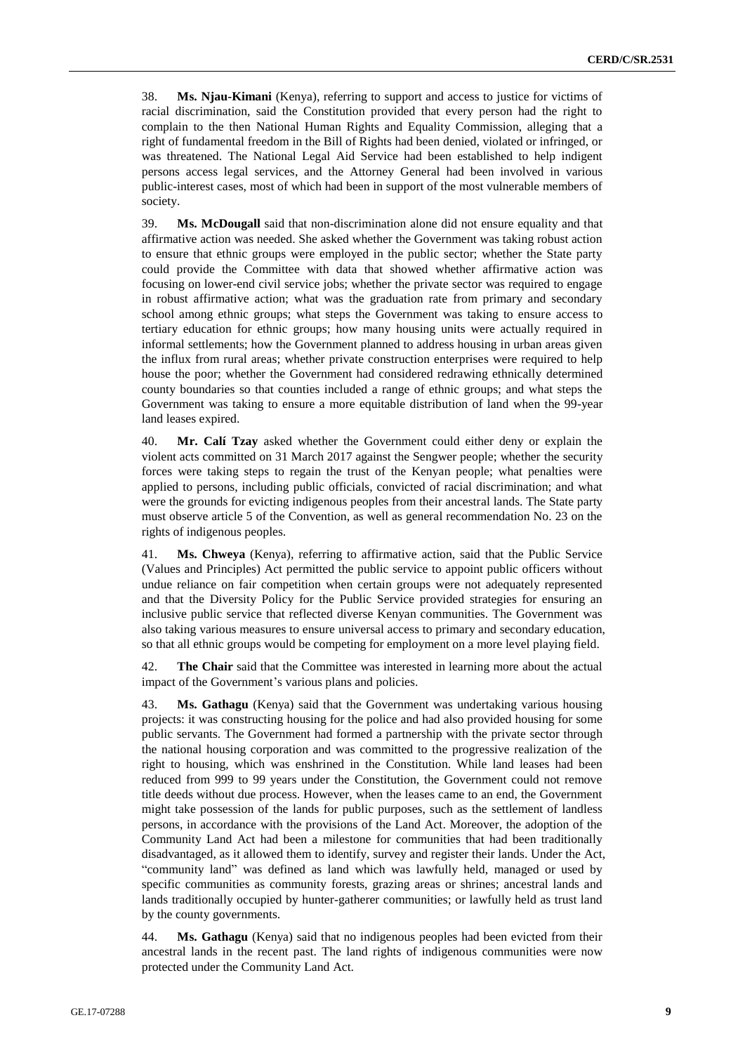38. **Ms. Njau-Kimani** (Kenya), referring to support and access to justice for victims of racial discrimination, said the Constitution provided that every person had the right to complain to the then National Human Rights and Equality Commission, alleging that a right of fundamental freedom in the Bill of Rights had been denied, violated or infringed, or was threatened. The National Legal Aid Service had been established to help indigent persons access legal services, and the Attorney General had been involved in various public-interest cases, most of which had been in support of the most vulnerable members of society.

39. **Ms. McDougall** said that non-discrimination alone did not ensure equality and that affirmative action was needed. She asked whether the Government was taking robust action to ensure that ethnic groups were employed in the public sector; whether the State party could provide the Committee with data that showed whether affirmative action was focusing on lower-end civil service jobs; whether the private sector was required to engage in robust affirmative action; what was the graduation rate from primary and secondary school among ethnic groups; what steps the Government was taking to ensure access to tertiary education for ethnic groups; how many housing units were actually required in informal settlements; how the Government planned to address housing in urban areas given the influx from rural areas; whether private construction enterprises were required to help house the poor; whether the Government had considered redrawing ethnically determined county boundaries so that counties included a range of ethnic groups; and what steps the Government was taking to ensure a more equitable distribution of land when the 99-year land leases expired.

40. **Mr. Calí Tzay** asked whether the Government could either deny or explain the violent acts committed on 31 March 2017 against the Sengwer people; whether the security forces were taking steps to regain the trust of the Kenyan people; what penalties were applied to persons, including public officials, convicted of racial discrimination; and what were the grounds for evicting indigenous peoples from their ancestral lands. The State party must observe article 5 of the Convention, as well as general recommendation No. 23 on the rights of indigenous peoples.

41. **Ms. Chweya** (Kenya), referring to affirmative action, said that the Public Service (Values and Principles) Act permitted the public service to appoint public officers without undue reliance on fair competition when certain groups were not adequately represented and that the Diversity Policy for the Public Service provided strategies for ensuring an inclusive public service that reflected diverse Kenyan communities. The Government was also taking various measures to ensure universal access to primary and secondary education, so that all ethnic groups would be competing for employment on a more level playing field.

42. **The Chair** said that the Committee was interested in learning more about the actual impact of the Government's various plans and policies.

43. **Ms. Gathagu** (Kenya) said that the Government was undertaking various housing projects: it was constructing housing for the police and had also provided housing for some public servants. The Government had formed a partnership with the private sector through the national housing corporation and was committed to the progressive realization of the right to housing, which was enshrined in the Constitution. While land leases had been reduced from 999 to 99 years under the Constitution, the Government could not remove title deeds without due process. However, when the leases came to an end, the Government might take possession of the lands for public purposes, such as the settlement of landless persons, in accordance with the provisions of the Land Act. Moreover, the adoption of the Community Land Act had been a milestone for communities that had been traditionally disadvantaged, as it allowed them to identify, survey and register their lands. Under the Act, "community land" was defined as land which was lawfully held, managed or used by specific communities as community forests, grazing areas or shrines; ancestral lands and lands traditionally occupied by hunter-gatherer communities; or lawfully held as trust land by the county governments.

44. **Ms. Gathagu** (Kenya) said that no indigenous peoples had been evicted from their ancestral lands in the recent past. The land rights of indigenous communities were now protected under the Community Land Act.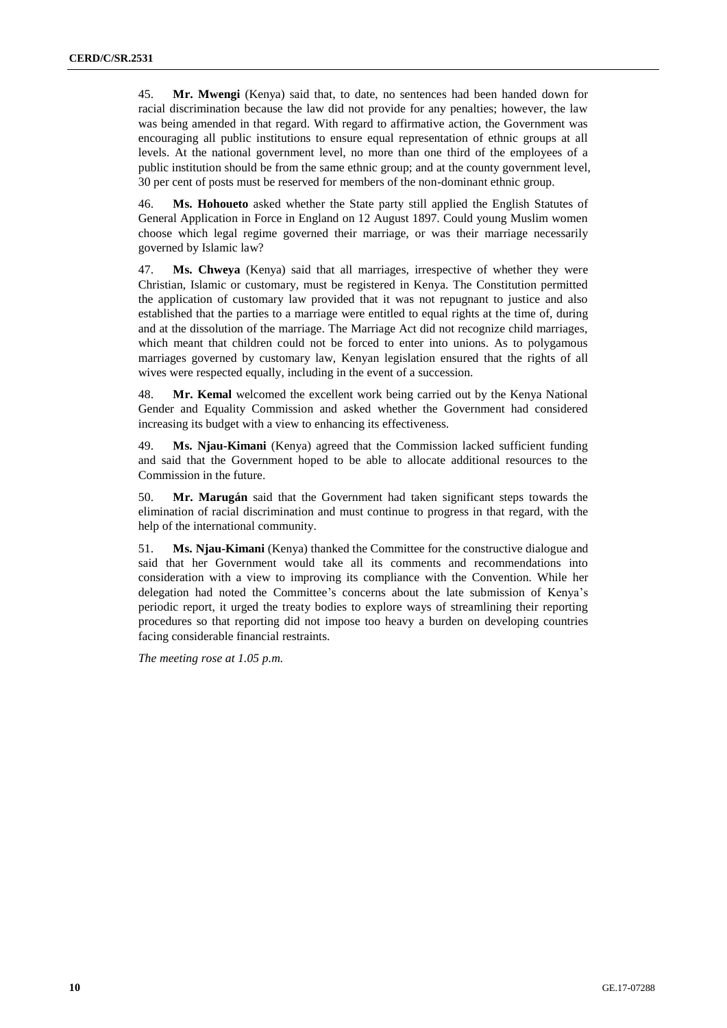45. **Mr. Mwengi** (Kenya) said that, to date, no sentences had been handed down for racial discrimination because the law did not provide for any penalties; however, the law was being amended in that regard. With regard to affirmative action, the Government was encouraging all public institutions to ensure equal representation of ethnic groups at all levels. At the national government level, no more than one third of the employees of a public institution should be from the same ethnic group; and at the county government level, 30 per cent of posts must be reserved for members of the non-dominant ethnic group.

46. **Ms. Hohoueto** asked whether the State party still applied the English Statutes of General Application in Force in England on 12 August 1897. Could young Muslim women choose which legal regime governed their marriage, or was their marriage necessarily governed by Islamic law?

47. **Ms. Chweya** (Kenya) said that all marriages, irrespective of whether they were Christian, Islamic or customary, must be registered in Kenya. The Constitution permitted the application of customary law provided that it was not repugnant to justice and also established that the parties to a marriage were entitled to equal rights at the time of, during and at the dissolution of the marriage. The Marriage Act did not recognize child marriages, which meant that children could not be forced to enter into unions. As to polygamous marriages governed by customary law, Kenyan legislation ensured that the rights of all wives were respected equally, including in the event of a succession.

48. **Mr. Kemal** welcomed the excellent work being carried out by the Kenya National Gender and Equality Commission and asked whether the Government had considered increasing its budget with a view to enhancing its effectiveness.

49. **Ms. Njau-Kimani** (Kenya) agreed that the Commission lacked sufficient funding and said that the Government hoped to be able to allocate additional resources to the Commission in the future.

50. **Mr. Marugán** said that the Government had taken significant steps towards the elimination of racial discrimination and must continue to progress in that regard, with the help of the international community.

51. **Ms. Njau-Kimani** (Kenya) thanked the Committee for the constructive dialogue and said that her Government would take all its comments and recommendations into consideration with a view to improving its compliance with the Convention. While her delegation had noted the Committee's concerns about the late submission of Kenya's periodic report, it urged the treaty bodies to explore ways of streamlining their reporting procedures so that reporting did not impose too heavy a burden on developing countries facing considerable financial restraints.

*The meeting rose at 1.05 p.m.*